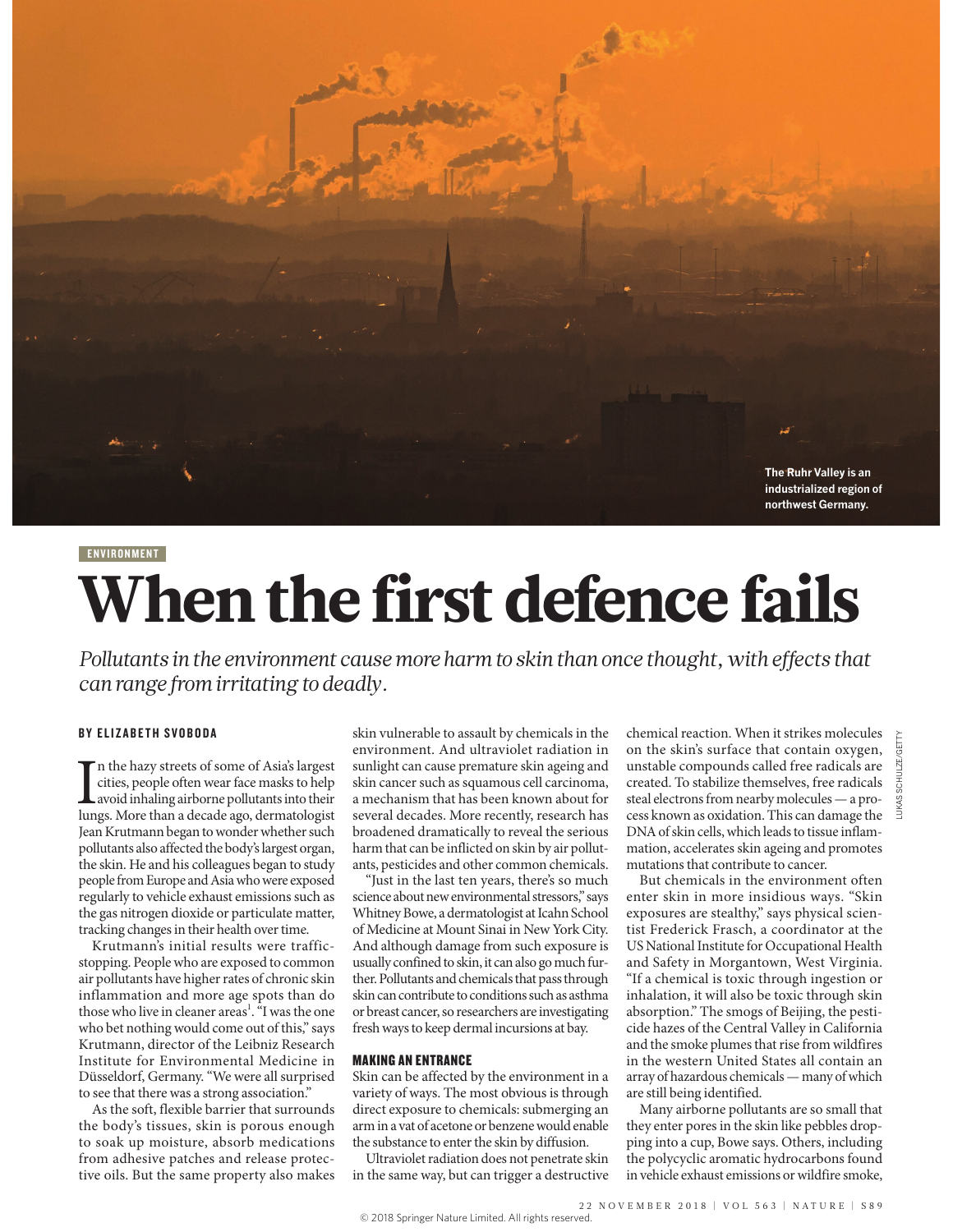The Ruhr Valley is an industrialized region of northwest Germany.

LUKAS SCHULZE/GETTY

ENVIRONMENT

# When the first defence fails

*Pollutants in the environment cause more harm to skin than once thought, with effects that can range from irritating to deadly.*

**BY ELIZABETH SVOBODA**

In the hazy streets of some of Asia's largest cities, people often wear face masks to help avoid inhaling airborne pollutants into their lungs. More than a decade ago, dermatologist Jean Krutmann began to wonder whether such pollutants also affected the body's largest organ, the skin. He and his colleagues began to study people from Europe and Asia who were exposed regularly to vehicle exhaust emissions such as the gas nitrogen dioxide or particulate matter, tracking changes in their health over time.

Krutmann's initial results were traffic-stopping. People who are exposed to common air pollutants have higher rates of chronic skin inflammation and more age spots than do those who live in cleaner areas[1]. "I was the one who bet nothing would come out of this," says Krutmann, director of the Leibniz Research Institute for Environmental Medicine in Düsseldorf, Germany. "We were all surprised to see that there was a strong association."

As the soft, flexible barrier that surrounds the body's tissues, skin is porous enough to soak up moisture, absorb medications from adhesive patches and release protective oils. But the same property also makes skin vulnerable to assault by chemicals in the environment. And ultraviolet radiation in sunlight can cause premature skin ageing and skin cancer such as squamous cell carcinoma, a mechanism that has been known about for several decades. More recently, research has broadened dramatically to reveal the serious harm that can be inflicted on skin by air pollutants, pesticides and other common chemicals.

"Just in the last ten years, there's so much science about new environmental stressors," says Whitney Bowe, a dermatologist at Icahn School of Medicine at Mount Sinai in New York City. And although damage from such exposure is usually confined to skin, it can also go much further. Pollutants and chemicals that pass through skin can contribute to conditions such as asthma or breast cancer, so researchers are investigating fresh ways to keep dermal incursions at bay.

## MAKING AN ENTRANCE

Skin can be affected by the environment in a variety of ways. The most obvious is through direct exposure to chemicals: submerging an arm in a vat of acetone or benzene would enable the substance to enter the skin by diffusion.

Ultraviolet radiation does not penetrate skin in the same way, but can trigger a destructive chemical reaction. When it strikes molecules on the skin's surface that contain oxygen, unstable compounds called free radicals are created. To stabilize themselves, free radicals steal electrons from nearby molecules — a process known as oxidation. This can damage the DNA of skin cells, which leads to tissue inflammation, accelerates skin ageing and promotes mutations that contribute to cancer.

But chemicals in the environment often enter skin in more insidious ways. "Skin exposures are stealthy," says physical scientist Frederick Frasch, a coordinator at the US National Institute for Occupational Health and Safety in Morgantown, West Virginia. "If a chemical is toxic through ingestion or inhalation, it will also be toxic through skin absorption." The smogs of Beijing, the pesticide hazes of the Central Valley in California and the smoke plumes that rise from wildfires in the western United States all contain an array of hazardous chemicals — many of which are still being identified.

Many airborne pollutants are so small that they enter pores in the skin like pebbles dropping into a cup, Bowe says. Others, including the polycyclic aromatic hydrocarbons found in vehicle exhaust emissions or wildfire smoke,

© 2018 Springer Nature Limited. All rights reserved.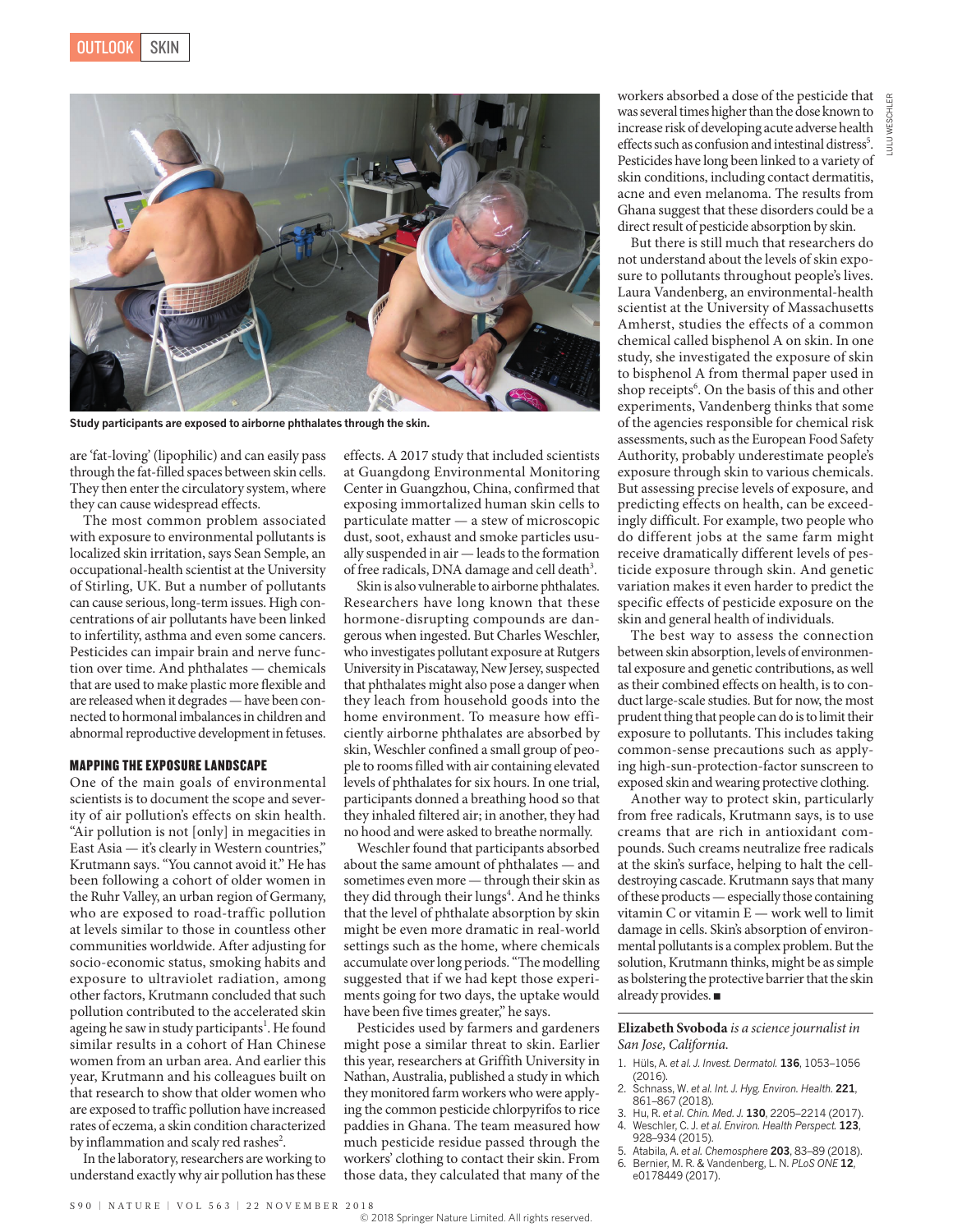Study participants are exposed to airborne phthalates through the skin.

are 'fat-loving' (lipophilic) and can easily pass through the fat-filled spaces between skin cells. They then enter the circulatory system, where they can cause widespread effects.

The most common problem associated with exposure to environmental pollutants is localized skin irritation, says Sean Semple, an occupational-health scientist at the University of Stirling, UK. But a number of pollutants can cause serious, long-term issues. High concentrations of air pollutants have been linked to infertility, asthma and even some cancers. Pesticides can impair brain and nerve function over time. And phthalates — chemicals that are used to make plastic more flexible and are released when it degrades — have been connected to hormonal imbalances in children and abnormal reproductive development in fetuses.

## MAPPING THE EXPOSURE LANDSCAPE

One of the main goals of environmental scientists is to document the scope and severity of air pollution's effects on skin health. "Air pollution is not [only] in megacities in East Asia — it's clearly in Western countries," Krutmann says. "You cannot avoid it." He has been following a cohort of older women in the Ruhr Valley, an urban region of Germany, who are exposed to road-traffic pollution at levels similar to those in countless other communities worldwide. After adjusting for socio-economic status, smoking habits and exposure to ultraviolet radiation, among other factors, Krutmann concluded that such pollution contributed to the accelerated skin ageing he saw in study participants[1]. He found similar results in a cohort of Han Chinese women from an urban area. And earlier this year, Krutmann and his colleagues built on that research to show that older women who are exposed to traffic pollution have increased rates of eczema, a skin condition characterized by inflammation and scaly red rashes[2].

In the laboratory, researchers are working to understand exactly why air pollution has these effects. A 2017 study that included scientists at Guangdong Environmental Monitoring Center in Guangzhou, China, confirmed that exposing immortalized human skin cells to particulate matter — a stew of microscopic dust, soot, exhaust and smoke particles usually suspended in air — leads to the formation of free radicals, DNA damage and cell death[3].

Skin is also vulnerable to airborne phthalates. Researchers have long known that these hormone-disrupting compounds are dangerous when ingested. But Charles Weschler, who investigates pollutant exposure at Rutgers University in Piscataway, New Jersey, suspected that phthalates might also pose a danger when they leach from household goods into the home environment. To measure how efficiently airborne phthalates are absorbed by skin, Weschler confined a small group of people to rooms filled with air containing elevated levels of phthalates for six hours. In one trial, participants donned a breathing hood so that they inhaled filtered air; in another, they had no hood and were asked to breathe normally.

Weschler found that participants absorbed about the same amount of phthalates — and sometimes even more — through their skin as they did through their lungs[4]. And he thinks that the level of phthalate absorption by skin might be even more dramatic in real-world settings such as the home, where chemicals accumulate over long periods. "The modelling suggested that if we had kept those experiments going for two days, the uptake would have been five times greater," he says.

Pesticides used by farmers and gardeners might pose a similar threat to skin. Earlier this year, researchers at Griffith University in Nathan, Australia, published a study in which they monitored farm workers who were applying the common pesticide chlorpyrifos to rice paddies in Ghana. The team measured how much pesticide residue passed through the workers' clothing to contact their skin. From those data, they calculated that many of the workers absorbed a dose of the pesticide that was several times higher than the dose known to increase risk of developing acute adverse health effects such as confusion and intestinal distress[5]. Pesticides have long been linked to a variety of skin conditions, including contact dermatitis, acne and even melanoma. The results from Ghana suggest that these disorders could be a direct result of pesticide absorption by skin.

But there is still much that researchers do not understand about the levels of skin exposure to pollutants throughout people's lives. Laura Vandenberg, an environmental-health scientist at the University of Massachusetts Amherst, studies the effects of a common chemical called bisphenol A on skin. In one study, she investigated the exposure of skin to bisphenol A from thermal paper used in shop receipts[6]. On the basis of this and other experiments, Vandenberg thinks that some of the agencies responsible for chemical risk assessments, such as the European Food Safety Authority, probably underestimate people's exposure through skin to various chemicals. But assessing precise levels of exposure, and predicting effects on health, can be exceedingly difficult. For example, two people who do different jobs at the same farm might receive dramatically different levels of pesticide exposure through skin. And genetic variation makes it even harder to predict the specific effects of pesticide exposure on the skin and general health of individuals.

The best way to assess the connection between skin absorption, levels of environmental exposure and genetic contributions, as well as their combined effects on health, is to conduct large-scale studies. But for now, the most prudent thing that people can do is to limit their exposure to pollutants. This includes taking common-sense precautions such as applying high-sun-protection-factor sunscreen to exposed skin and wearing protective clothing.

Another way to protect skin, particularly from free radicals, Krutmann says, is to use creams that are rich in antioxidant compounds. Such creams neutralize free radicals at the skin's surface, helping to halt the cell-destroying cascade. Krutmann says that many of these products — especially those containing vitamin C or vitamin E — work well to limit damage in cells. Skin's absorption of environmental pollutants is a complex problem. But the solution, Krutmann thinks, might be as simple as bolstering the protective barrier that the skin already provides. ■

**Elizabeth Svoboda** *is a science journalist in San Jose, California.*

1. Hüls, A. *et al. J. Invest. Dermatol.* **136**, 1053–1056 (2016).
2. Schnass, W. *et al. Int. J. Hyg. Environ. Health.* **221**, 861–867 (2018).
3. Hu, R. *et al. Chin. Med. J.* **130**, 2205–2214 (2017).
4. Weschler, C. J. *et al. Environ. Health Perspect.* **123**, 928–934 (2015).
5. Atabila, A. *et al. Chemosphere* **203**, 83–89 (2018).
6. Bernier, M. R. & Vandenberg, L. N. *PLoS ONE* **12**, e0178449 (2017).